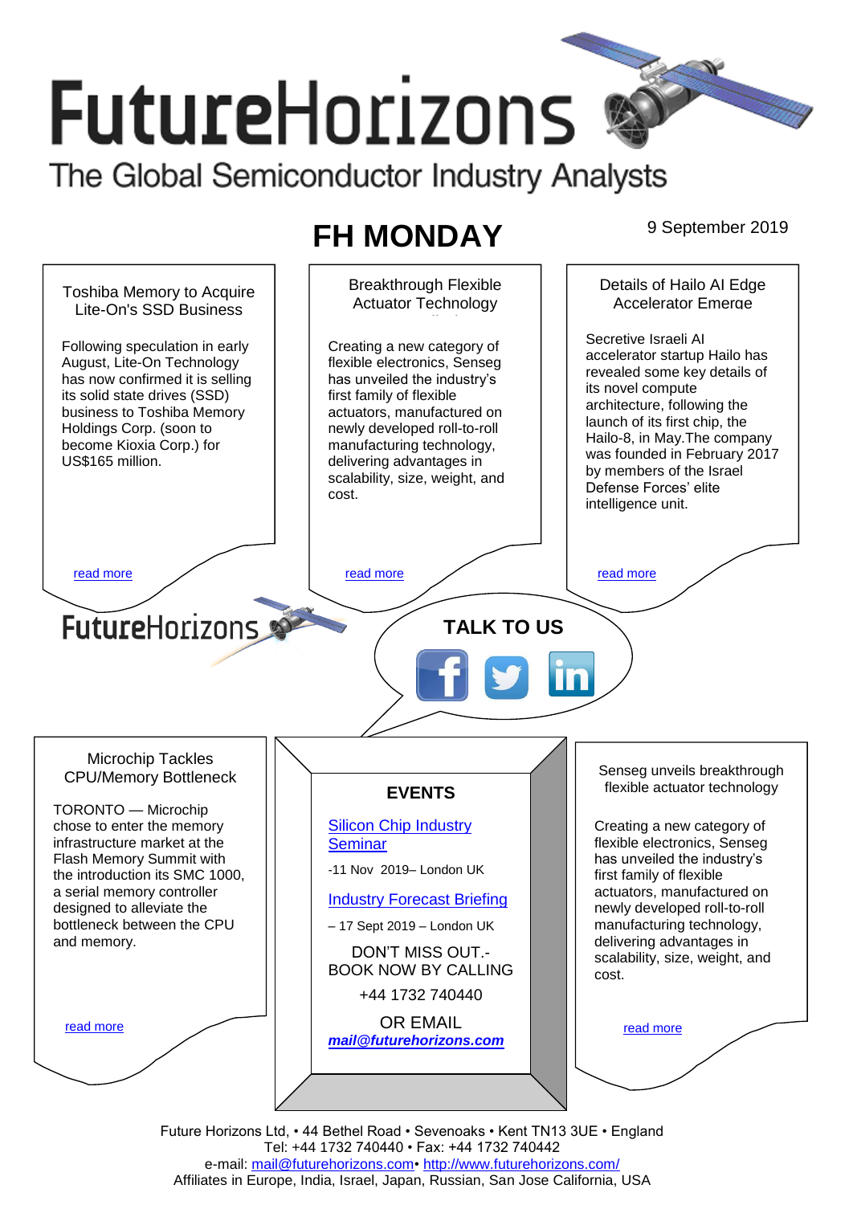# FutureHorizons

The Global Semiconductor Industry Analysts

## FH MONDAY

9 September 2019

### Toshiba Memory to Acquire Lite-On's SSD Business

Following speculation in early August, Lite-On Technology has now confirmed it is selling its solid state drives (SSD) business to Toshiba Memory Holdings Corp. (soon to become Kioxia Corp.) for US$165 million.

read more

### Breakthrough Flexible Actuator Technology

Creating a new category of flexible electronics, Senseg has unveiled the industry's first family of flexible actuators, manufactured on newly developed roll-to-roll manufacturing technology, delivering advantages in scalability, size, weight, and cost.

read more

### Details of Hailo AI Edge Accelerator Emerge

Secretive Israeli AI accelerator startup Hailo has revealed some key details of its novel compute architecture, following the launch of its first chip, the Hailo-8, in May.The company was founded in February 2017 by members of the Israel Defense Forces' elite intelligence unit.

read more

FutureHorizons

**TALK TO US**

### Microchip Tackles CPU/Memory Bottleneck

TORONTO — Microchip chose to enter the memory infrastructure market at the Flash Memory Summit with the introduction its SMC 1000, a serial memory controller designed to alleviate the bottleneck between the CPU and memory.

read more

### EVENTS

Silicon Chip Industry Seminar

-11 Nov 2019– London UK

Industry Forecast Briefing

– 17 Sept 2019 – London UK

DON'T MISS OUT.- BOOK NOW BY CALLING

+44 1732 740440

OR EMAIL

***mail@futurehorizons.com***

### Senseg unveils breakthrough flexible actuator technology

Creating a new category of flexible electronics, Senseg has unveiled the industry's first family of flexible actuators, manufactured on newly developed roll-to-roll manufacturing technology, delivering advantages in scalability, size, weight, and cost.

read more

Future Horizons Ltd, • 44 Bethel Road • Sevenoaks • Kent TN13 3UE • England
Tel: +44 1732 740440 • Fax: +44 1732 740442
e-mail: mail@futurehorizons.com• http://www.futurehorizons.com/
Affiliates in Europe, India, Israel, Japan, Russian, San Jose California, USA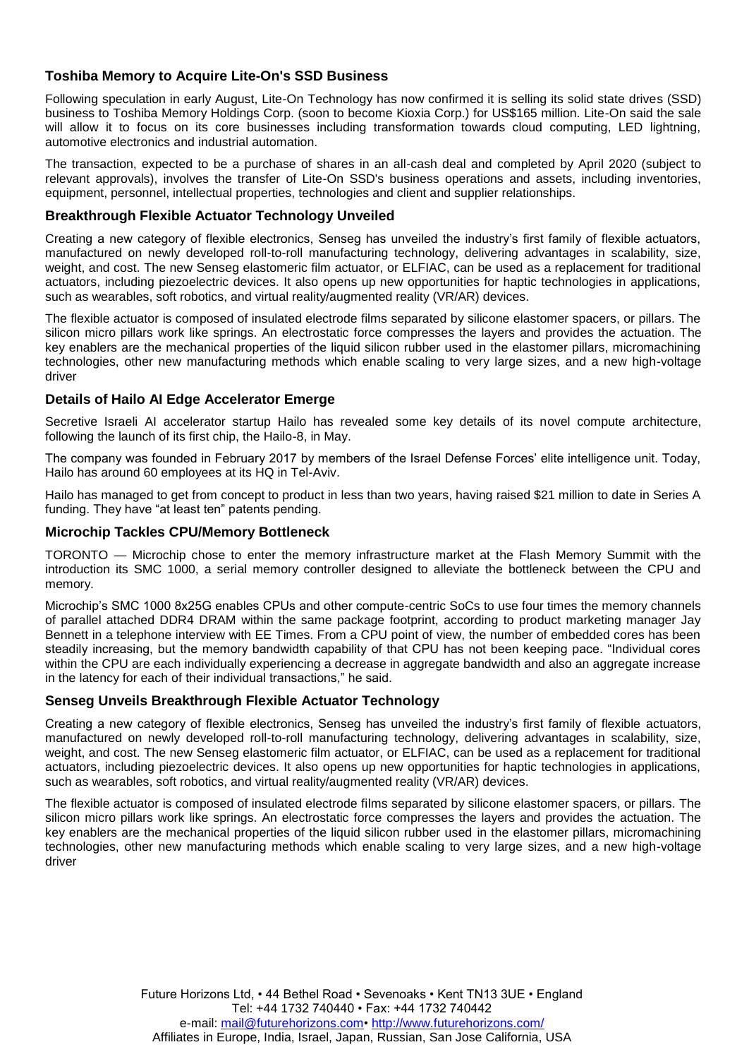### Toshiba Memory to Acquire Lite-On's SSD Business

Following speculation in early August, Lite-On Technology has now confirmed it is selling its solid state drives (SSD) business to Toshiba Memory Holdings Corp. (soon to become Kioxia Corp.) for US$165 million. Lite-On said the sale will allow it to focus on its core businesses including transformation towards cloud computing, LED lightning, automotive electronics and industrial automation.

The transaction, expected to be a purchase of shares in an all-cash deal and completed by April 2020 (subject to relevant approvals), involves the transfer of Lite-On SSD's business operations and assets, including inventories, equipment, personnel, intellectual properties, technologies and client and supplier relationships.

### Breakthrough Flexible Actuator Technology Unveiled

Creating a new category of flexible electronics, Senseg has unveiled the industry's first family of flexible actuators, manufactured on newly developed roll-to-roll manufacturing technology, delivering advantages in scalability, size, weight, and cost. The new Senseg elastomeric film actuator, or ELFIAC, can be used as a replacement for traditional actuators, including piezoelectric devices. It also opens up new opportunities for haptic technologies in applications, such as wearables, soft robotics, and virtual reality/augmented reality (VR/AR) devices.

The flexible actuator is composed of insulated electrode films separated by silicone elastomer spacers, or pillars. The silicon micro pillars work like springs. An electrostatic force compresses the layers and provides the actuation. The key enablers are the mechanical properties of the liquid silicon rubber used in the elastomer pillars, micromachining technologies, other new manufacturing methods which enable scaling to very large sizes, and a new high-voltage driver

### Details of Hailo AI Edge Accelerator Emerge

Secretive Israeli AI accelerator startup Hailo has revealed some key details of its novel compute architecture, following the launch of its first chip, the Hailo-8, in May.

The company was founded in February 2017 by members of the Israel Defense Forces' elite intelligence unit. Today, Hailo has around 60 employees at its HQ in Tel-Aviv.

Hailo has managed to get from concept to product in less than two years, having raised $21 million to date in Series A funding. They have "at least ten" patents pending.

### Microchip Tackles CPU/Memory Bottleneck

TORONTO — Microchip chose to enter the memory infrastructure market at the Flash Memory Summit with the introduction its SMC 1000, a serial memory controller designed to alleviate the bottleneck between the CPU and memory.

Microchip's SMC 1000 8x25G enables CPUs and other compute-centric SoCs to use four times the memory channels of parallel attached DDR4 DRAM within the same package footprint, according to product marketing manager Jay Bennett in a telephone interview with EE Times. From a CPU point of view, the number of embedded cores has been steadily increasing, but the memory bandwidth capability of that CPU has not been keeping pace. "Individual cores within the CPU are each individually experiencing a decrease in aggregate bandwidth and also an aggregate increase in the latency for each of their individual transactions," he said.

### Senseg Unveils Breakthrough Flexible Actuator Technology

Creating a new category of flexible electronics, Senseg has unveiled the industry's first family of flexible actuators, manufactured on newly developed roll-to-roll manufacturing technology, delivering advantages in scalability, size, weight, and cost. The new Senseg elastomeric film actuator, or ELFIAC, can be used as a replacement for traditional actuators, including piezoelectric devices. It also opens up new opportunities for haptic technologies in applications, such as wearables, soft robotics, and virtual reality/augmented reality (VR/AR) devices.

The flexible actuator is composed of insulated electrode films separated by silicone elastomer spacers, or pillars. The silicon micro pillars work like springs. An electrostatic force compresses the layers and provides the actuation. The key enablers are the mechanical properties of the liquid silicon rubber used in the elastomer pillars, micromachining technologies, other new manufacturing methods which enable scaling to very large sizes, and a new high-voltage driver

Future Horizons Ltd, • 44 Bethel Road • Sevenoaks • Kent TN13 3UE • England
Tel: +44 1732 740440 • Fax: +44 1732 740442
e-mail: mail@futurehorizons.com• http://www.futurehorizons.com/
Affiliates in Europe, India, Israel, Japan, Russian, San Jose California, USA